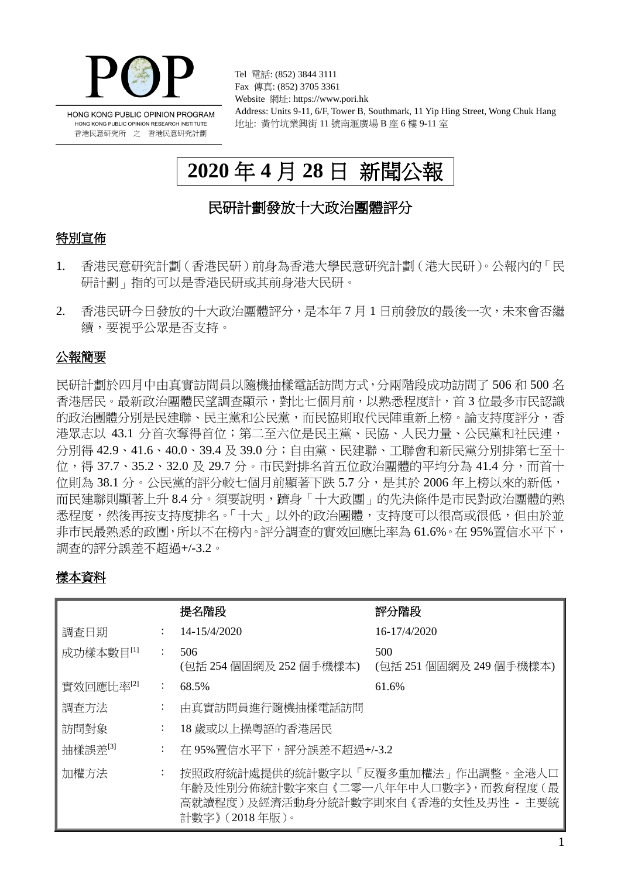POP

HONG KONG PUBLIC OPINION PROGRAM
HONG KONG PUBLIC OPINION RESEARCH INSTITUTE
香港民意研究所 之 香港民意研究計劃

Tel 電話: (852) 3844 3111
Fax 傳真: (852) 3705 3361
Website 網址: https://www.pori.hk
Address: Units 9-11, 6/F, Tower B, Southmark, 11 Yip Hing Street, Wong Chuk Hang
地址: 黃竹坑業興街 11 號南滙廣場 B 座 6 樓 9-11 室

# 2020 年 4 月 28 日 新聞公報

## 民研計劃發放十大政治團體評分

### 特別宣佈

1. 香港民意研究計劃（香港民研）前身為香港大學民意研究計劃（港大民研）。公報內的「民研計劃」指的可以是香港民研或其前身港大民研。
2. 香港民研今日發放的十大政治團體評分，是本年 7 月 1 日前發放的最後一次，未來會否繼續，要視乎公眾是否支持。

### 公報簡要

民研計劃於四月中由真實訪問員以隨機抽樣電話訪問方式，分兩階段成功訪問了 506 和 500 名香港居民。最新政治團體民望調查顯示，對比七個月前，以熟悉程度計，首 3 位最多市民認識的政治團體分別是民建聯、民主黨和公民黨，而民協則取代民陣重新上榜。論支持度評分，香港眾志以 43.1 分首次奪得首位；第二至六位是民主黨、民協、人民力量、公民黨和社民連，分別得 42.9、41.6、40.0、39.4 及 39.0 分；自由黨、民建聯、工聯會和新民黨分別排第七至十位，得 37.7、35.2、32.0 及 29.7 分。市民對排名首五位政治團體的平均分為 41.4 分，而首十位則為 38.1 分。公民黨的評分較七個月前顯著下跌 5.7 分，是其於 2006 年上榜以來的新低，而民建聯則顯著上升 8.4 分。須要說明，躋身「十大政團」的先決條件是市民對政治團體的熟悉程度，然後再按支持度排名。「十大」以外的政治團體，支持度可以很高或很低，但由於並非市民最熟悉的政團，所以不在榜內。評分調查的實效回應比率為 61.6%。在 95%置信水平下，調查的評分誤差不超過+/-3.2。

### 樣本資料

| | | 提名階段 | 評分階段 |
|---|---|---|---|
| 調查日期 | : | 14-15/4/2020 | 16-17/4/2020 |
| 成功樣本數目[1] | : | 506<br>(包括 254 個固網及 252 個手機樣本) | 500<br>(包括 251 個固網及 249 個手機樣本) |
| 實效回應比率[2] | : | 68.5% | 61.6% |
| 調查方法 | : | 由真實訪問員進行隨機抽樣電話訪問 | |
| 訪問對象 | : | 18 歲或以上操粵語的香港居民 | |
| 抽樣誤差[3] | : | 在 95%置信水平下，評分誤差不超過+/-3.2 | |
| 加權方法 | : | 按照政府統計處提供的統計數字以「反覆多重加權法」作出調整。全港人口年齡及性別分佈統計數字來自《二零一八年年中人口數字》，而教育程度（最高就讀程度）及經濟活動身分統計數字則來自《香港的女性及男性 - 主要統計數字》（2018 年版）。 | |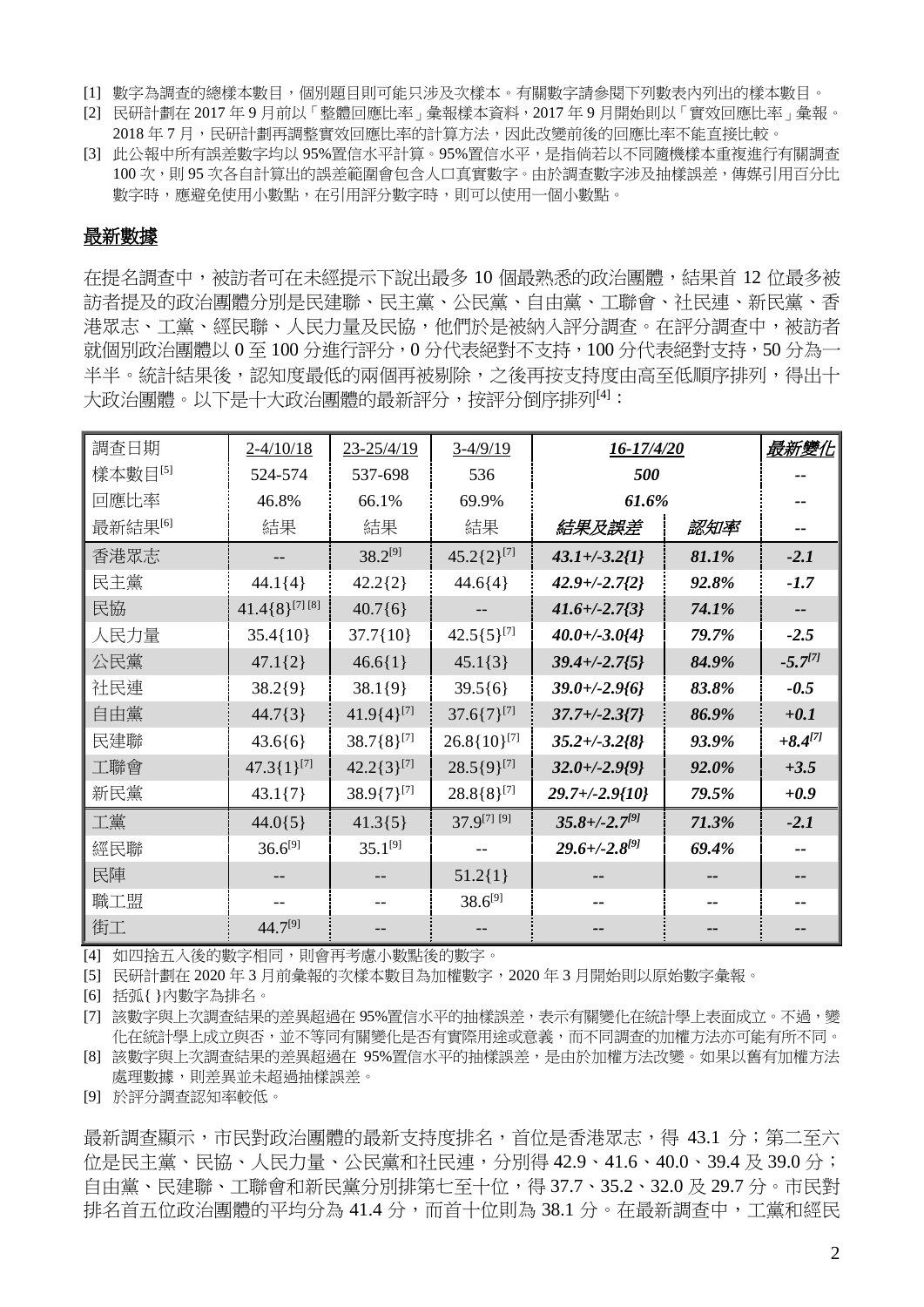[1] 數字為調查的總樣本數目，個別題目則可能只涉及次樣本。有關數字請參閱下列數表內列出的樣本數目。

[2] 民研計劃在 2017 年 9 月前以「整體回應比率」彙報樣本資料，2017 年 9 月開始則以「實效回應比率」彙報。2018 年 7 月，民研計劃再調整實效回應比率的計算方法，因此改變前後的回應比率不能直接比較。

[3] 此公報中所有誤差數字均以 95%置信水平計算。95%置信水平，是指倘若以不同隨機樣本重複進行有關調查 100 次，則 95 次各自計算出的誤差範圍會包含人口真實數字。由於調查數字涉及抽樣誤差，傳媒引用百分比數字時，應避免使用小數點，在引用評分數字時，則可以使用一個小數點。

## 最新數據

在提名調查中，被訪者可在未經提示下說出最多 10 個最熟悉的政治團體，結果首 12 位最多被訪者提及的政治團體分別是民建聯、民主黨、公民黨、自由黨、工聯會、社民連、新民黨、香港眾志、工黨、經民聯、人民力量及民協，他們於是被納入評分調查。在評分調查中，被訪者就個別政治團體以 0 至 100 分進行評分，0 分代表絕對不支持，100 分代表絕對支持，50 分為一半一半。統計結果後，認知度最低的兩個再被剔除，之後再按支持度由高至低順序排列，得出十大政治團體。以下是十大政治團體的最新評分，按評分倒序排列[4]：

| 調查日期 | 2-4/10/18 | 23-25/4/19 | 3-4/9/19 | ***16-17/4/20*** | | ***最新變化*** |
|---|---|---|---|---|---|---|
| 樣本數目[5] | 524-574 | 537-698 | 536 | ***500*** | | -- |
| 回應比率 | 46.8% | 66.1% | 69.9% | ***61.6%*** | | -- |
| 最新結果[6] | 結果 | 結果 | 結果 | ***結果及誤差*** | ***認知率*** | -- |
| 香港眾志 | -- | 38.2[9] | 45.2{2}[7] | ***43.1+/-3.2{1}*** | ***81.1%*** | ***-2.1*** |
| 民主黨 | 44.1{4} | 42.2{2} | 44.6{4} | ***42.9+/-2.7{2}*** | ***92.8%*** | ***-1.7*** |
| 民協 | 41.4{8}[7][8] | 40.7{6} | -- | ***41.6+/-2.7{3}*** | ***74.1%*** | ***--*** |
| 人民力量 | 35.4{10} | 37.7{10} | 42.5{5}[7] | ***40.0+/-3.0{4}*** | ***79.7%*** | ***-2.5*** |
| 公民黨 | 47.1{2} | 46.6{1} | 45.1{3} | ***39.4+/-2.7{5}*** | ***84.9%*** | ***-5.7[7]*** |
| 社民連 | 38.2{9} | 38.1{9} | 39.5{6} | ***39.0+/-2.9{6}*** | ***83.8%*** | ***-0.5*** |
| 自由黨 | 44.7{3} | 41.9{4}[7] | 37.6{7}[7] | ***37.7+/-2.3{7}*** | ***86.9%*** | ***+0.1*** |
| 民建聯 | 43.6{6} | 38.7{8}[7] | 26.8{10}[7] | ***35.2+/-3.2{8}*** | ***93.9%*** | ***+8.4[7]*** |
| 工聯會 | 47.3{1}[7] | 42.2{3}[7] | 28.5{9}[7] | ***32.0+/-2.9{9}*** | ***92.0%*** | ***+3.5*** |
| 新民黨 | 43.1{7} | 38.9{7}[7] | 28.8{8}[7] | ***29.7+/-2.9{10}*** | ***79.5%*** | ***+0.9*** |
| 工黨 | 44.0{5} | 41.3{5} | 37.9[7][9] | ***35.8+/-2.7[9]*** | ***71.3%*** | ***-2.1*** |
| 經民聯 | 36.6[9] | 35.1[9] | -- | ***29.6+/-2.8[9]*** | ***69.4%*** | -- |
| 民陣 | -- | -- | 51.2{1} | -- | -- | -- |
| 職工盟 | -- | -- | 38.6[9] | -- | -- | -- |
| 街工 | 44.7[9] | -- | -- | -- | -- | -- |

[4] 如四捨五入後的數字相同，則會再考慮小數點後的數字。

[5] 民研計劃在 2020 年 3 月前彙報的次樣本數目為加權數字，2020 年 3 月開始則以原始數字彙報。

[6] 括弧{ }內數字為排名。

[7] 該數字與上次調查結果的差異超過在 95%置信水平的抽樣誤差，表示有關變化在統計學上表面成立。不過，變化在統計學上成立與否，並不等同有關變化是否有實際用途或意義，而不同調查的加權方法亦可能有所不同。

[8] 該數字與上次調查結果的差異超過在 95%置信水平的抽樣誤差，是由於加權方法改變。如果以舊有加權方法處理數據，則差異並未超過抽樣誤差。

[9] 於評分調查認知率較低。

最新調查顯示，市民對政治團體的最新支持度排名，首位是香港眾志，得 43.1 分；第二至六位是民主黨、民協、人民力量、公民黨和社民連，分別得 42.9、41.6、40.0、39.4 及 39.0 分；自由黨、民建聯、工聯會和新民黨分別排第七至十位，得 37.7、35.2、32.0 及 29.7 分。市民對排名首五位政治團體的平均分為 41.4 分，而首十位則為 38.1 分。在最新調查中，工黨和經民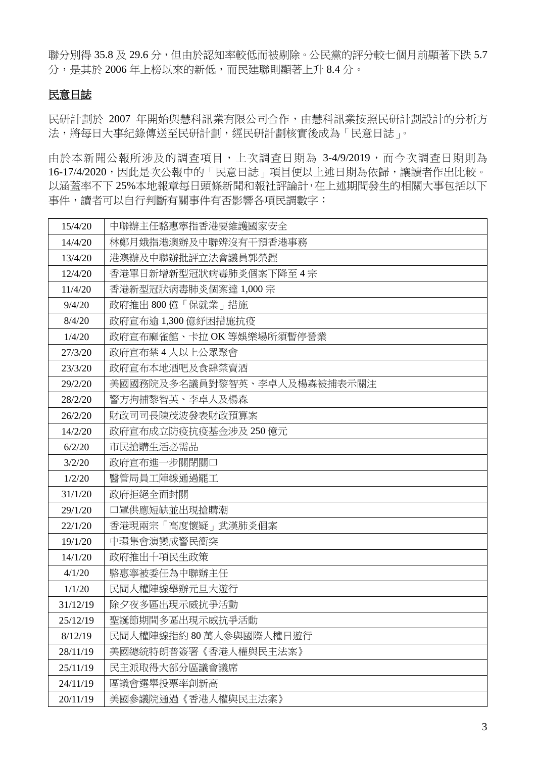聯分別得 35.8 及 29.6 分，但由於認知率較低而被剔除。公民黨的評分較七個月前顯著下跌 5.7 分，是其於 2006 年上榜以來的新低，而民建聯則顯著上升 8.4 分。

## 民意日誌

民研計劃於 2007 年開始與慧科訊業有限公司合作，由慧科訊業按照民研計劃設計的分析方法，將每日大事紀錄傳送至民研計劃，經民研計劃核實後成為「民意日誌」。

由於本新聞公報所涉及的調查項目，上次調查日期為 3-4/9/2019，而今次調查日期則為 16-17/4/2020，因此是次公報中的「民意日誌」項目便以上述日期為依歸，讓讀者作出比較。以涵蓋率不下 25%本地報章每日頭條新聞和報社評論計，在上述期間發生的相關大事包括以下事件，讀者可以自行判斷有關事件有否影響各項民調數字：

| | |
|---|---|
| 15/4/20 | 中聯辦主任駱惠寧指香港要維護國家安全 |
| 14/4/20 | 林鄭月娥指港澳辦及中聯辦沒有干預香港事務 |
| 13/4/20 | 港澳辦及中聯辦批評立法會議員郭榮鏗 |
| 12/4/20 | 香港單日新增新型冠狀病毒肺炎個案下降至 4 宗 |
| 11/4/20 | 香港新型冠狀病毒肺炎個案達 1,000 宗 |
| 9/4/20 | 政府推出 800 億「保就業」措施 |
| 8/4/20 | 政府宣布逾 1,300 億紓困措施抗疫 |
| 1/4/20 | 政府宣布麻雀館、卡拉 OK 等娛樂場所須暫停營業 |
| 27/3/20 | 政府宣布禁 4 人以上公眾聚會 |
| 23/3/20 | 政府宣布本地酒吧及食肆禁賣酒 |
| 29/2/20 | 美國國務院及多名議員對黎智英、李卓人及楊森被捕表示關注 |
| 28/2/20 | 警方拘捕黎智英、李卓人及楊森 |
| 26/2/20 | 財政司司長陳茂波發表財政預算案 |
| 14/2/20 | 政府宣布成立防疫抗疫基金涉及 250 億元 |
| 6/2/20 | 市民搶購生活必需品 |
| 3/2/20 | 政府宣布進一步關閉關口 |
| 1/2/20 | 醫管局員工陣線通過罷工 |
| 31/1/20 | 政府拒絕全面封關 |
| 29/1/20 | 口罩供應短缺並出現搶購潮 |
| 22/1/20 | 香港現兩宗「高度懷疑」武漢肺炎個案 |
| 19/1/20 | 中環集會演變成警民衝突 |
| 14/1/20 | 政府推出十項民生政策 |
| 4/1/20 | 駱惠寧被委任為中聯辦主任 |
| 1/1/20 | 民間人權陣線舉辦元旦大遊行 |
| 31/12/19 | 除夕夜多區出現示威抗爭活動 |
| 25/12/19 | 聖誕節期間多區出現示威抗爭活動 |
| 8/12/19 | 民間人權陣線指約 80 萬人參與國際人權日遊行 |
| 28/11/19 | 美國總統特朗普簽署《香港人權與民主法案》 |
| 25/11/19 | 民主派取得大部分區議會議席 |
| 24/11/19 | 區議會選舉投票率創新高 |
| 20/11/19 | 美國參議院通過《香港人權與民主法案》 |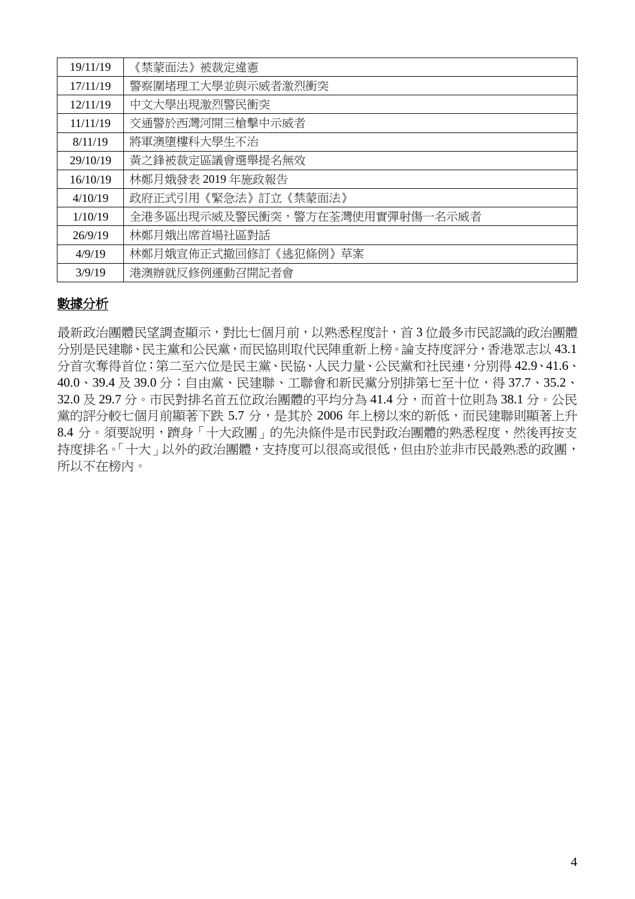| 19/11/19 | 《禁蒙面法》被裁定違憲 |
|---|---|
| 17/11/19 | 警察圍堵理工大學並與示威者激烈衝突 |
| 12/11/19 | 中文大學出現激烈警民衝突 |
| 11/11/19 | 交通警於西灣河開三槍擊中示威者 |
| 8/11/19 | 將軍澳墮樓科大學生不治 |
| 29/10/19 | 黃之鋒被裁定區議會選舉提名無效 |
| 16/10/19 | 林鄭月娥發表 2019 年施政報告 |
| 4/10/19 | 政府正式引用《緊急法》訂立《禁蒙面法》 |
| 1/10/19 | 全港多區出現示威及警民衝突，警方在荃灣使用實彈射傷一名示威者 |
| 26/9/19 | 林鄭月娥出席首場社區對話 |
| 4/9/19 | 林鄭月娥宣佈正式撤回修訂《逃犯條例》草案 |
| 3/9/19 | 港澳辦就反修例運動召開記者會 |

## 數據分析

最新政治團體民望調查顯示，對比七個月前，以熟悉程度計，首 3 位最多市民認識的政治團體分別是民建聯、民主黨和公民黨，而民協則取代民陣重新上榜。論支持度評分，香港眾志以 43.1 分首次奪得首位；第二至六位是民主黨、民協、人民力量、公民黨和社民連，分別得 42.9、41.6、40.0、39.4 及 39.0 分；自由黨、民建聯、工聯會和新民黨分別排第七至十位，得 37.7、35.2、32.0 及 29.7 分。市民對排名首五位政治團體的平均分為 41.4 分，而首十位則為 38.1 分。公民黨的評分較七個月前顯著下跌 5.7 分，是其於 2006 年上榜以來的新低，而民建聯則顯著上升 8.4 分。須要說明，躋身「十大政團」的先決條件是市民對政治團體的熟悉程度，然後再按支持度排名。「十大」以外的政治團體，支持度可以很高或很低，但由於並非市民最熟悉的政團，所以不在榜內。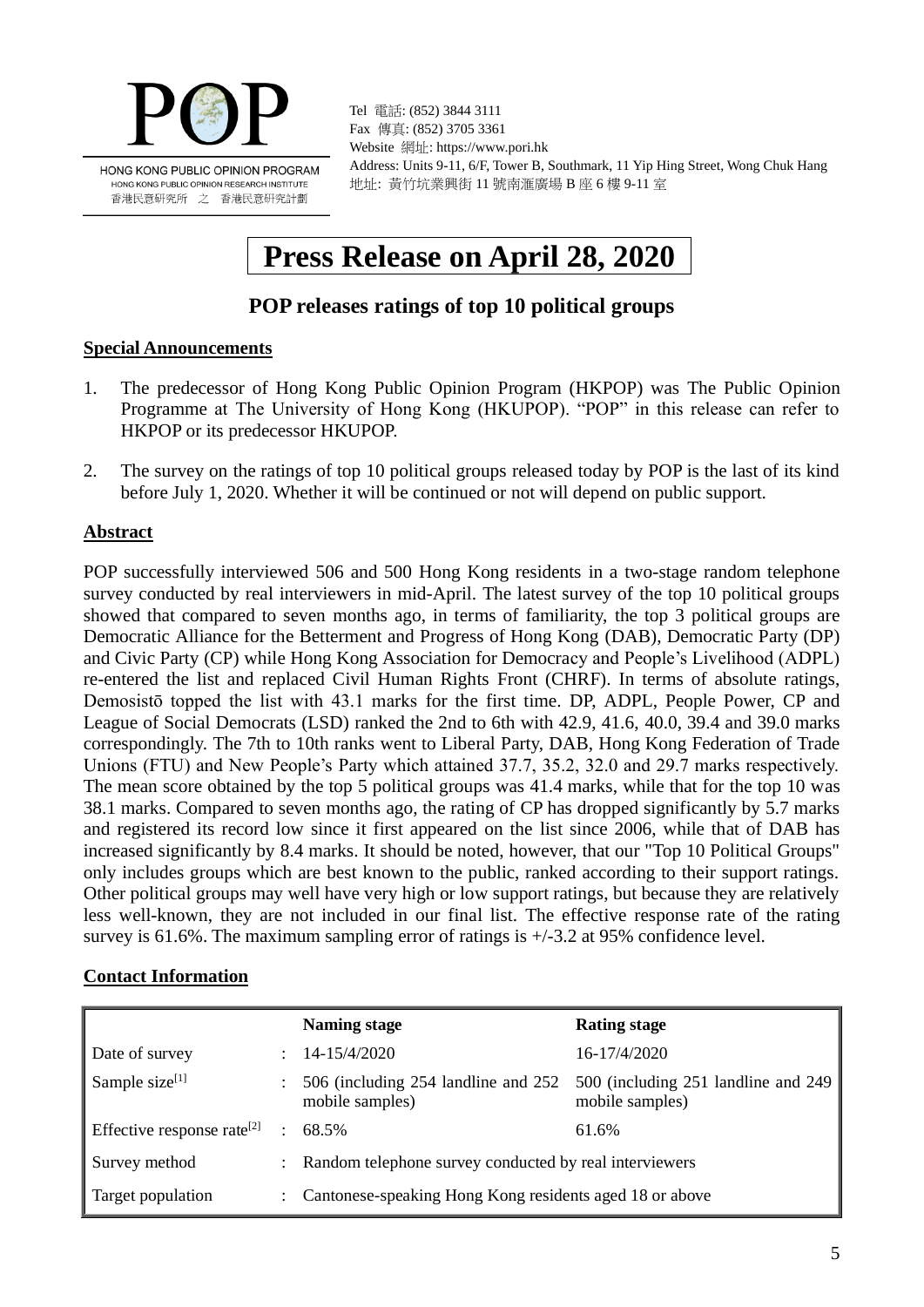POP

HONG KONG PUBLIC OPINION PROGRAM
HONG KONG PUBLIC OPINION RESEARCH INSTITUTE
香港民意研究所 之 香港民意研究計劃

Tel 電話: (852) 3844 3111
Fax 傳真: (852) 3705 3361
Website 網址: https://www.pori.hk
Address: Units 9-11, 6/F, Tower B, Southmark, 11 Yip Hing Street, Wong Chuk Hang
地址: 黃竹坑業興街 11 號南滙廣場 B 座 6 樓 9-11 室

# Press Release on April 28, 2020

## POP releases ratings of top 10 political groups

### Special Announcements

1. The predecessor of Hong Kong Public Opinion Program (HKPOP) was The Public Opinion Programme at The University of Hong Kong (HKUPOP). "POP" in this release can refer to HKPOP or its predecessor HKUPOP.

2. The survey on the ratings of top 10 political groups released today by POP is the last of its kind before July 1, 2020. Whether it will be continued or not will depend on public support.

### Abstract

POP successfully interviewed 506 and 500 Hong Kong residents in a two-stage random telephone survey conducted by real interviewers in mid-April. The latest survey of the top 10 political groups showed that compared to seven months ago, in terms of familiarity, the top 3 political groups are Democratic Alliance for the Betterment and Progress of Hong Kong (DAB), Democratic Party (DP) and Civic Party (CP) while Hong Kong Association for Democracy and People's Livelihood (ADPL) re-entered the list and replaced Civil Human Rights Front (CHRF). In terms of absolute ratings, Demosistō topped the list with 43.1 marks for the first time. DP, ADPL, People Power, CP and League of Social Democrats (LSD) ranked the 2nd to 6th with 42.9, 41.6, 40.0, 39.4 and 39.0 marks correspondingly. The 7th to 10th ranks went to Liberal Party, DAB, Hong Kong Federation of Trade Unions (FTU) and New People's Party which attained 37.7, 35.2, 32.0 and 29.7 marks respectively. The mean score obtained by the top 5 political groups was 41.4 marks, while that for the top 10 was 38.1 marks. Compared to seven months ago, the rating of CP has dropped significantly by 5.7 marks and registered its record low since it first appeared on the list since 2006, while that of DAB has increased significantly by 8.4 marks. It should be noted, however, that our "Top 10 Political Groups" only includes groups which are best known to the public, ranked according to their support ratings. Other political groups may well have very high or low support ratings, but because they are relatively less well-known, they are not included in our final list. The effective response rate of the rating survey is 61.6%. The maximum sampling error of ratings is +/-3.2 at 95% confidence level.

### Contact Information

| | | Naming stage | Rating stage |
|---|---|---|---|
| Date of survey | : | 14-15/4/2020 | 16-17/4/2020 |
| Sample size[1] | : | 506 (including 254 landline and 252 mobile samples) | 500 (including 251 landline and 249 mobile samples) |
| Effective response rate[2] | : | 68.5% | 61.6% |
| Survey method | : | Random telephone survey conducted by real interviewers | |
| Target population | : | Cantonese-speaking Hong Kong residents aged 18 or above | |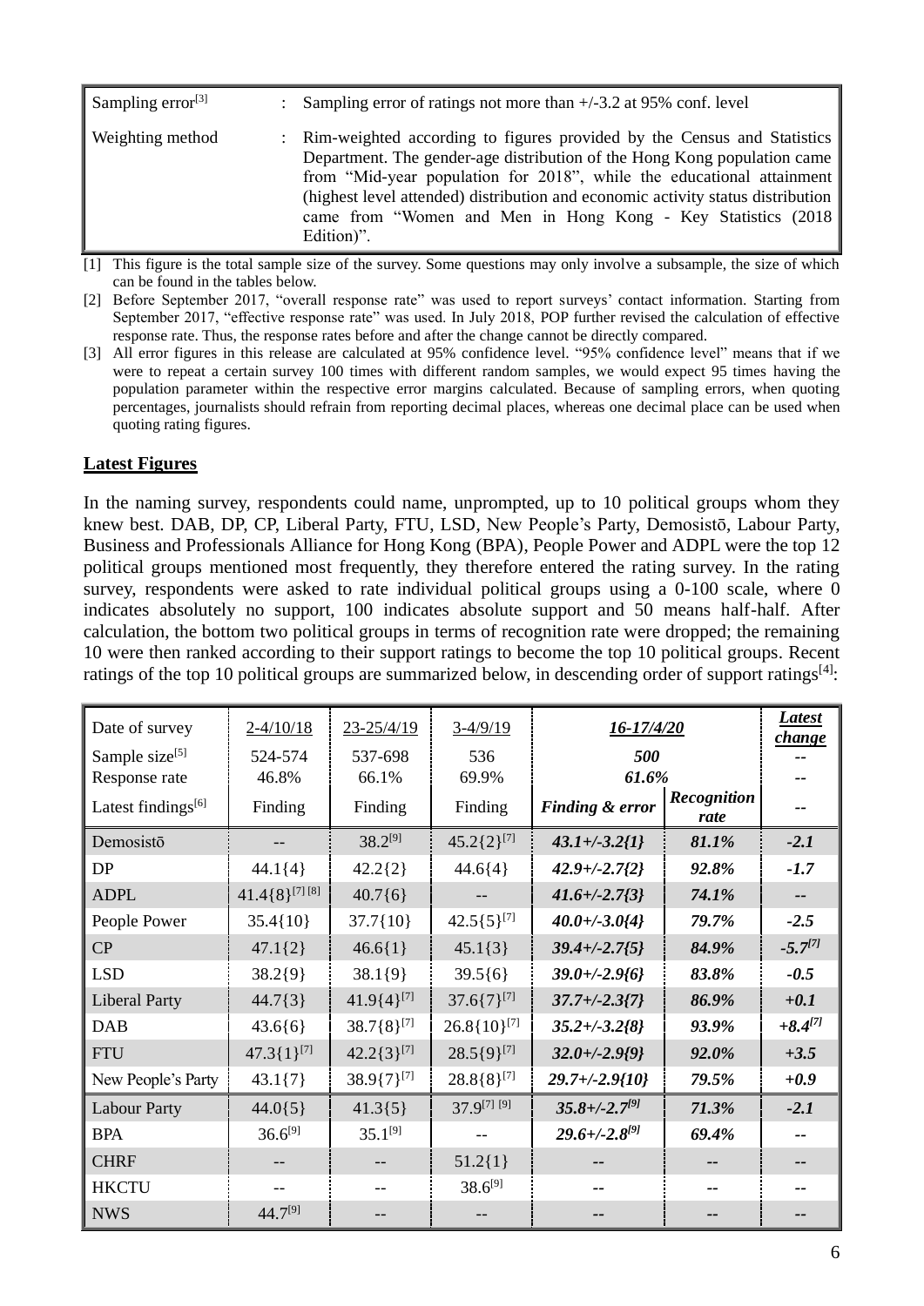| | | |
|---|---|---|
| Sampling error[3] | : | Sampling error of ratings not more than +/-3.2 at 95% conf. level |
| Weighting method | : | Rim-weighted according to figures provided by the Census and Statistics Department. The gender-age distribution of the Hong Kong population came from "Mid-year population for 2018", while the educational attainment (highest level attended) distribution and economic activity status distribution came from "Women and Men in Hong Kong - Key Statistics (2018 Edition)". |

[1] This figure is the total sample size of the survey. Some questions may only involve a subsample, the size of which can be found in the tables below.

[2] Before September 2017, "overall response rate" was used to report surveys' contact information. Starting from September 2017, "effective response rate" was used. In July 2018, POP further revised the calculation of effective response rate. Thus, the response rates before and after the change cannot be directly compared.

[3] All error figures in this release are calculated at 95% confidence level. "95% confidence level" means that if we were to repeat a certain survey 100 times with different random samples, we would expect 95 times having the population parameter within the respective error margins calculated. Because of sampling errors, when quoting percentages, journalists should refrain from reporting decimal places, whereas one decimal place can be used when quoting rating figures.

## Latest Figures

In the naming survey, respondents could name, unprompted, up to 10 political groups whom they knew best. DAB, DP, CP, Liberal Party, FTU, LSD, New People's Party, Demosistō, Labour Party, Business and Professionals Alliance for Hong Kong (BPA), People Power and ADPL were the top 12 political groups mentioned most frequently, they therefore entered the rating survey. In the rating survey, respondents were asked to rate individual political groups using a 0-100 scale, where 0 indicates absolutely no support, 100 indicates absolute support and 50 means half-half. After calculation, the bottom two political groups in terms of recognition rate were dropped; the remaining 10 were then ranked according to their support ratings to become the top 10 political groups. Recent ratings of the top 10 political groups are summarized below, in descending order of support ratings[4]:

| Date of survey | 2-4/10/18 | 23-25/4/19 | 3-4/9/19 | ***16-17/4/20*** | | ***Latest change*** |
|---|---|---|---|---|---|---|
| Sample size[5] | 524-574 | 537-698 | 536 | ***500*** | | -- |
| Response rate | 46.8% | 66.1% | 69.9% | ***61.6%*** | | -- |
| Latest findings[6] | Finding | Finding | Finding | ***Finding & error*** | ***Recognition rate*** | -- |
| Demosistō | -- | 38.2[9] | 45.2{2}[7] | ***43.1+/-3.2{1}*** | ***81.1%*** | ***-2.1*** |
| DP | 44.1{4} | 42.2{2} | 44.6{4} | ***42.9+/-2.7{2}*** | ***92.8%*** | ***-1.7*** |
| ADPL | 41.4{8}[7] [8] | 40.7{6} | -- | ***41.6+/-2.7{3}*** | ***74.1%*** | ***--*** |
| People Power | 35.4{10} | 37.7{10} | 42.5{5}[7] | ***40.0+/-3.0{4}*** | ***79.7%*** | ***-2.5*** |
| CP | 47.1{2} | 46.6{1} | 45.1{3} | ***39.4+/-2.7{5}*** | ***84.9%*** | ***-5.7[7]*** |
| LSD | 38.2{9} | 38.1{9} | 39.5{6} | ***39.0+/-2.9{6}*** | ***83.8%*** | ***-0.5*** |
| Liberal Party | 44.7{3} | 41.9{4}[7] | 37.6{7}[7] | ***37.7+/-2.3{7}*** | ***86.9%*** | ***+0.1*** |
| DAB | 43.6{6} | 38.7{8}[7] | 26.8{10}[7] | ***35.2+/-3.2{8}*** | ***93.9%*** | ***+8.4[7]*** |
| FTU | 47.3{1}[7] | 42.2{3}[7] | 28.5{9}[7] | ***32.0+/-2.9{9}*** | ***92.0%*** | ***+3.5*** |
| New People's Party | 43.1{7} | 38.9{7}[7] | 28.8{8}[7] | ***29.7+/-2.9{10}*** | ***79.5%*** | ***+0.9*** |
| Labour Party | 44.0{5} | 41.3{5} | 37.9[7] [9] | ***35.8+/-2.7[9]*** | ***71.3%*** | ***-2.1*** |
| BPA | 36.6[9] | 35.1[9] | -- | ***29.6+/-2.8[9]*** | ***69.4%*** | ***--*** |
| CHRF | -- | -- | 51.2{1} | ***--*** | ***--*** | ***--*** |
| HKCTU | -- | -- | 38.6[9] | ***--*** | ***--*** | ***--*** |
| NWS | 44.7[9] | -- | -- | ***--*** | ***--*** | ***--*** |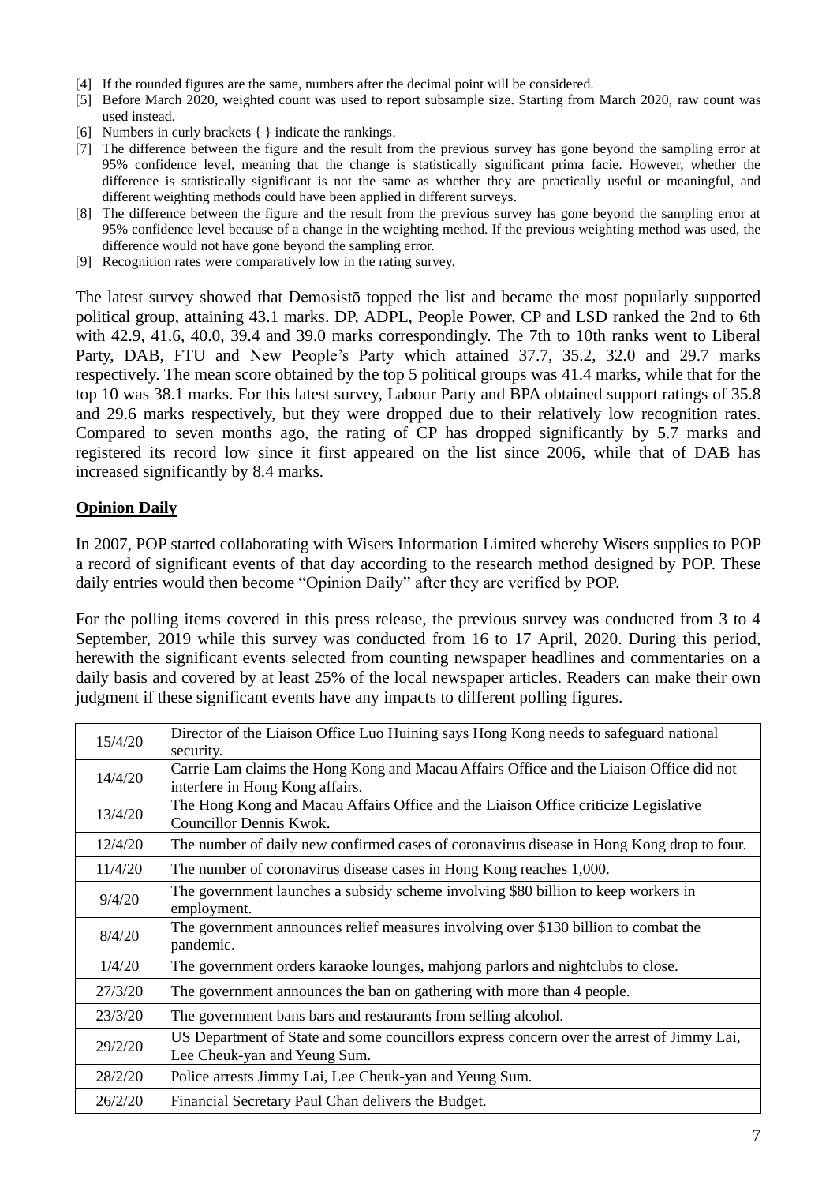[4] If the rounded figures are the same, numbers after the decimal point will be considered.
[5] Before March 2020, weighted count was used to report subsample size. Starting from March 2020, raw count was used instead.
[6] Numbers in curly brackets { } indicate the rankings.
[7] The difference between the figure and the result from the previous survey has gone beyond the sampling error at 95% confidence level, meaning that the change is statistically significant prima facie. However, whether the difference is statistically significant is not the same as whether they are practically useful or meaningful, and different weighting methods could have been applied in different surveys.
[8] The difference between the figure and the result from the previous survey has gone beyond the sampling error at 95% confidence level because of a change in the weighting method. If the previous weighting method was used, the difference would not have gone beyond the sampling error.
[9] Recognition rates were comparatively low in the rating survey.

The latest survey showed that Demosistō topped the list and became the most popularly supported political group, attaining 43.1 marks. DP, ADPL, People Power, CP and LSD ranked the 2nd to 6th with 42.9, 41.6, 40.0, 39.4 and 39.0 marks correspondingly. The 7th to 10th ranks went to Liberal Party, DAB, FTU and New People's Party which attained 37.7, 35.2, 32.0 and 29.7 marks respectively. The mean score obtained by the top 5 political groups was 41.4 marks, while that for the top 10 was 38.1 marks. For this latest survey, Labour Party and BPA obtained support ratings of 35.8 and 29.6 marks respectively, but they were dropped due to their relatively low recognition rates. Compared to seven months ago, the rating of CP has dropped significantly by 5.7 marks and registered its record low since it first appeared on the list since 2006, while that of DAB has increased significantly by 8.4 marks.

## Opinion Daily

In 2007, POP started collaborating with Wisers Information Limited whereby Wisers supplies to POP a record of significant events of that day according to the research method designed by POP. These daily entries would then become "Opinion Daily" after they are verified by POP.

For the polling items covered in this press release, the previous survey was conducted from 3 to 4 September, 2019 while this survey was conducted from 16 to 17 April, 2020. During this period, herewith the significant events selected from counting newspaper headlines and commentaries on a daily basis and covered by at least 25% of the local newspaper articles. Readers can make their own judgment if these significant events have any impacts to different polling figures.

| Date | Event |
|---|---|
| 15/4/20 | Director of the Liaison Office Luo Huining says Hong Kong needs to safeguard national security. |
| 14/4/20 | Carrie Lam claims the Hong Kong and Macau Affairs Office and the Liaison Office did not interfere in Hong Kong affairs. |
| 13/4/20 | The Hong Kong and Macau Affairs Office and the Liaison Office criticize Legislative Councillor Dennis Kwok. |
| 12/4/20 | The number of daily new confirmed cases of coronavirus disease in Hong Kong drop to four. |
| 11/4/20 | The number of coronavirus disease cases in Hong Kong reaches 1,000. |
| 9/4/20 | The government launches a subsidy scheme involving $80 billion to keep workers in employment. |
| 8/4/20 | The government announces relief measures involving over $130 billion to combat the pandemic. |
| 1/4/20 | The government orders karaoke lounges, mahjong parlors and nightclubs to close. |
| 27/3/20 | The government announces the ban on gathering with more than 4 people. |
| 23/3/20 | The government bans bars and restaurants from selling alcohol. |
| 29/2/20 | US Department of State and some councillors express concern over the arrest of Jimmy Lai, Lee Cheuk-yan and Yeung Sum. |
| 28/2/20 | Police arrests Jimmy Lai, Lee Cheuk-yan and Yeung Sum. |
| 26/2/20 | Financial Secretary Paul Chan delivers the Budget. |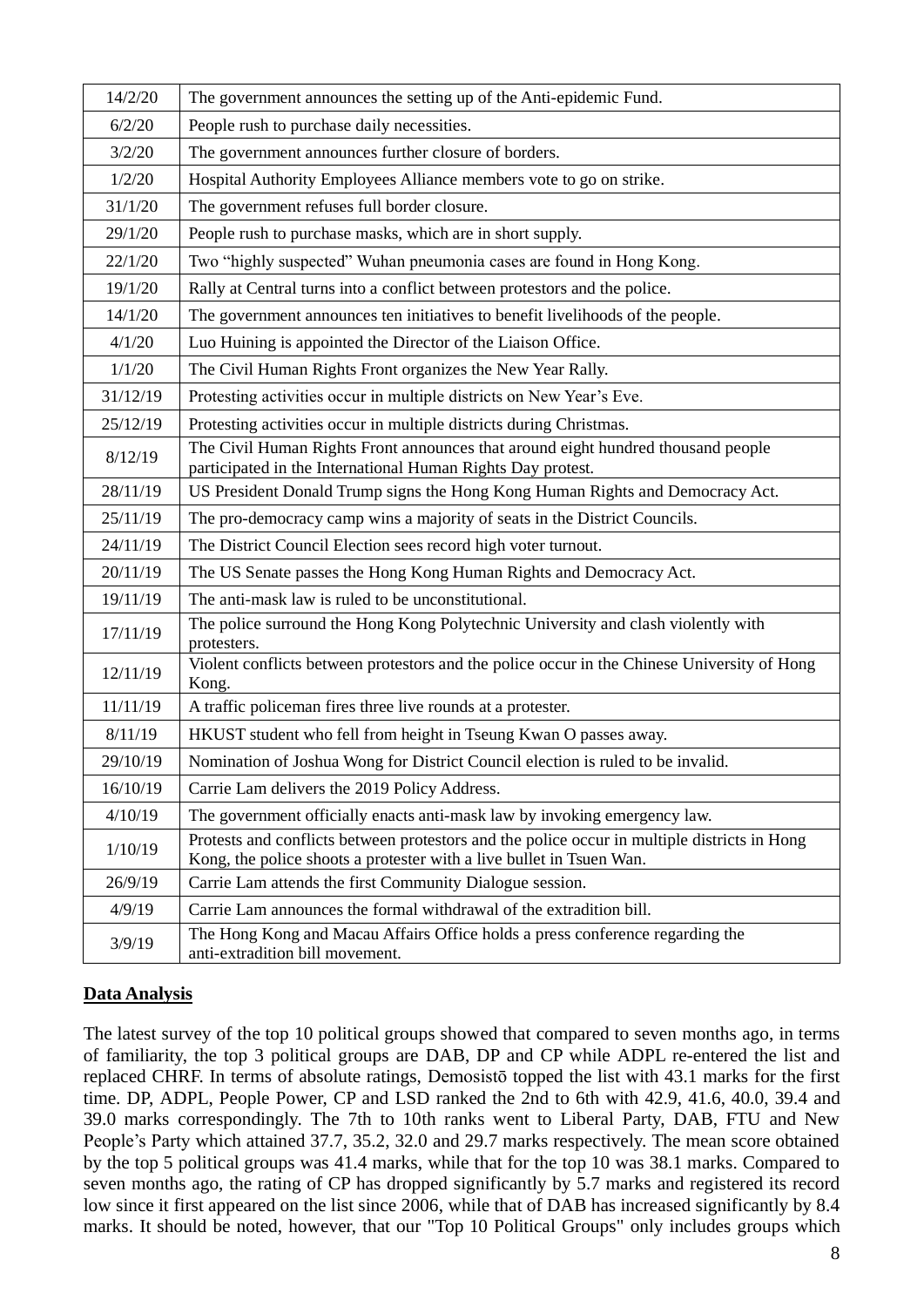| | |
|---|---|
| 14/2/20 | The government announces the setting up of the Anti-epidemic Fund. |
| 6/2/20 | People rush to purchase daily necessities. |
| 3/2/20 | The government announces further closure of borders. |
| 1/2/20 | Hospital Authority Employees Alliance members vote to go on strike. |
| 31/1/20 | The government refuses full border closure. |
| 29/1/20 | People rush to purchase masks, which are in short supply. |
| 22/1/20 | Two "highly suspected" Wuhan pneumonia cases are found in Hong Kong. |
| 19/1/20 | Rally at Central turns into a conflict between protestors and the police. |
| 14/1/20 | The government announces ten initiatives to benefit livelihoods of the people. |
| 4/1/20 | Luo Huining is appointed the Director of the Liaison Office. |
| 1/1/20 | The Civil Human Rights Front organizes the New Year Rally. |
| 31/12/19 | Protesting activities occur in multiple districts on New Year's Eve. |
| 25/12/19 | Protesting activities occur in multiple districts during Christmas. |
| 8/12/19 | The Civil Human Rights Front announces that around eight hundred thousand people participated in the International Human Rights Day protest. |
| 28/11/19 | US President Donald Trump signs the Hong Kong Human Rights and Democracy Act. |
| 25/11/19 | The pro-democracy camp wins a majority of seats in the District Councils. |
| 24/11/19 | The District Council Election sees record high voter turnout. |
| 20/11/19 | The US Senate passes the Hong Kong Human Rights and Democracy Act. |
| 19/11/19 | The anti-mask law is ruled to be unconstitutional. |
| 17/11/19 | The police surround the Hong Kong Polytechnic University and clash violently with protesters. |
| 12/11/19 | Violent conflicts between protestors and the police occur in the Chinese University of Hong Kong. |
| 11/11/19 | A traffic policeman fires three live rounds at a protester. |
| 8/11/19 | HKUST student who fell from height in Tseung Kwan O passes away. |
| 29/10/19 | Nomination of Joshua Wong for District Council election is ruled to be invalid. |
| 16/10/19 | Carrie Lam delivers the 2019 Policy Address. |
| 4/10/19 | The government officially enacts anti-mask law by invoking emergency law. |
| 1/10/19 | Protests and conflicts between protestors and the police occur in multiple districts in Hong Kong, the police shoots a protester with a live bullet in Tsuen Wan. |
| 26/9/19 | Carrie Lam attends the first Community Dialogue session. |
| 4/9/19 | Carrie Lam announces the formal withdrawal of the extradition bill. |
| 3/9/19 | The Hong Kong and Macau Affairs Office holds a press conference regarding the anti-extradition bill movement. |

## Data Analysis

The latest survey of the top 10 political groups showed that compared to seven months ago, in terms of familiarity, the top 3 political groups are DAB, DP and CP while ADPL re-entered the list and replaced CHRF. In terms of absolute ratings, Demosistō topped the list with 43.1 marks for the first time. DP, ADPL, People Power, CP and LSD ranked the 2nd to 6th with 42.9, 41.6, 40.0, 39.4 and 39.0 marks correspondingly. The 7th to 10th ranks went to Liberal Party, DAB, FTU and New People's Party which attained 37.7, 35.2, 32.0 and 29.7 marks respectively. The mean score obtained by the top 5 political groups was 41.4 marks, while that for the top 10 was 38.1 marks. Compared to seven months ago, the rating of CP has dropped significantly by 5.7 marks and registered its record low since it first appeared on the list since 2006, while that of DAB has increased significantly by 8.4 marks. It should be noted, however, that our "Top 10 Political Groups" only includes groups which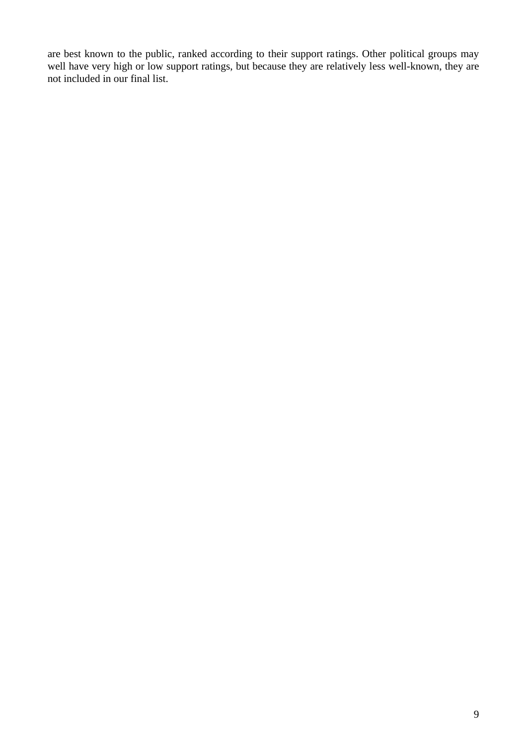are best known to the public, ranked according to their support ratings. Other political groups may well have very high or low support ratings, but because they are relatively less well-known, they are not included in our final list.